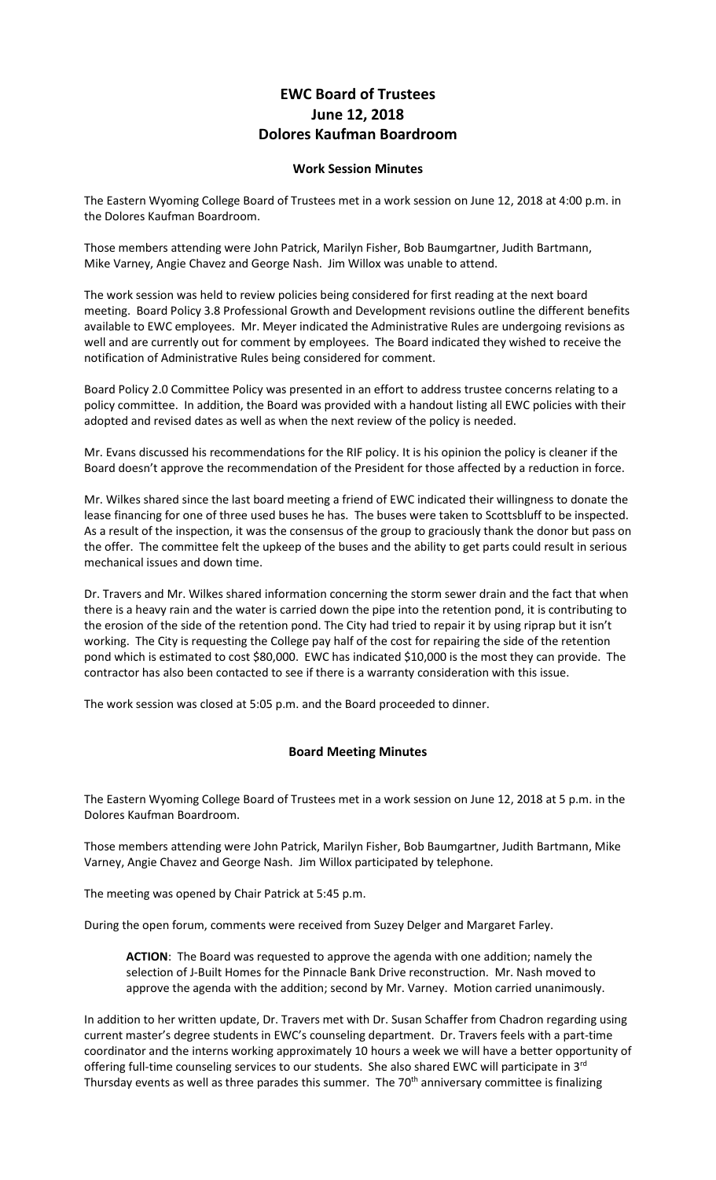# EWC Board of Trustees
# June 12, 2018
# Dolores Kaufman Boardroom

## Work Session Minutes

The Eastern Wyoming College Board of Trustees met in a work session on June 12, 2018 at 4:00 p.m. in the Dolores Kaufman Boardroom.

Those members attending were John Patrick, Marilyn Fisher, Bob Baumgartner, Judith Bartmann, Mike Varney, Angie Chavez and George Nash. Jim Willox was unable to attend.

The work session was held to review policies being considered for first reading at the next board meeting. Board Policy 3.8 Professional Growth and Development revisions outline the different benefits available to EWC employees. Mr. Meyer indicated the Administrative Rules are undergoing revisions as well and are currently out for comment by employees. The Board indicated they wished to receive the notification of Administrative Rules being considered for comment.

Board Policy 2.0 Committee Policy was presented in an effort to address trustee concerns relating to a policy committee. In addition, the Board was provided with a handout listing all EWC policies with their adopted and revised dates as well as when the next review of the policy is needed.

Mr. Evans discussed his recommendations for the RIF policy. It is his opinion the policy is cleaner if the Board doesn't approve the recommendation of the President for those affected by a reduction in force.

Mr. Wilkes shared since the last board meeting a friend of EWC indicated their willingness to donate the lease financing for one of three used buses he has. The buses were taken to Scottsbluff to be inspected. As a result of the inspection, it was the consensus of the group to graciously thank the donor but pass on the offer. The committee felt the upkeep of the buses and the ability to get parts could result in serious mechanical issues and down time.

Dr. Travers and Mr. Wilkes shared information concerning the storm sewer drain and the fact that when there is a heavy rain and the water is carried down the pipe into the retention pond, it is contributing to the erosion of the side of the retention pond. The City had tried to repair it by using riprap but it isn't working. The City is requesting the College pay half of the cost for repairing the side of the retention pond which is estimated to cost $80,000. EWC has indicated $10,000 is the most they can provide. The contractor has also been contacted to see if there is a warranty consideration with this issue.

The work session was closed at 5:05 p.m. and the Board proceeded to dinner.

## Board Meeting Minutes

The Eastern Wyoming College Board of Trustees met in a work session on June 12, 2018 at 5 p.m. in the Dolores Kaufman Boardroom.

Those members attending were John Patrick, Marilyn Fisher, Bob Baumgartner, Judith Bartmann, Mike Varney, Angie Chavez and George Nash. Jim Willox participated by telephone.

The meeting was opened by Chair Patrick at 5:45 p.m.

During the open forum, comments were received from Suzey Delger and Margaret Farley.

> **ACTION**: The Board was requested to approve the agenda with one addition; namely the selection of J-Built Homes for the Pinnacle Bank Drive reconstruction. Mr. Nash moved to approve the agenda with the addition; second by Mr. Varney. Motion carried unanimously.

In addition to her written update, Dr. Travers met with Dr. Susan Schaffer from Chadron regarding using current master's degree students in EWC's counseling department. Dr. Travers feels with a part-time coordinator and the interns working approximately 10 hours a week we will have a better opportunity of offering full-time counseling services to our students. She also shared EWC will participate in 3rd Thursday events as well as three parades this summer. The 70th anniversary committee is finalizing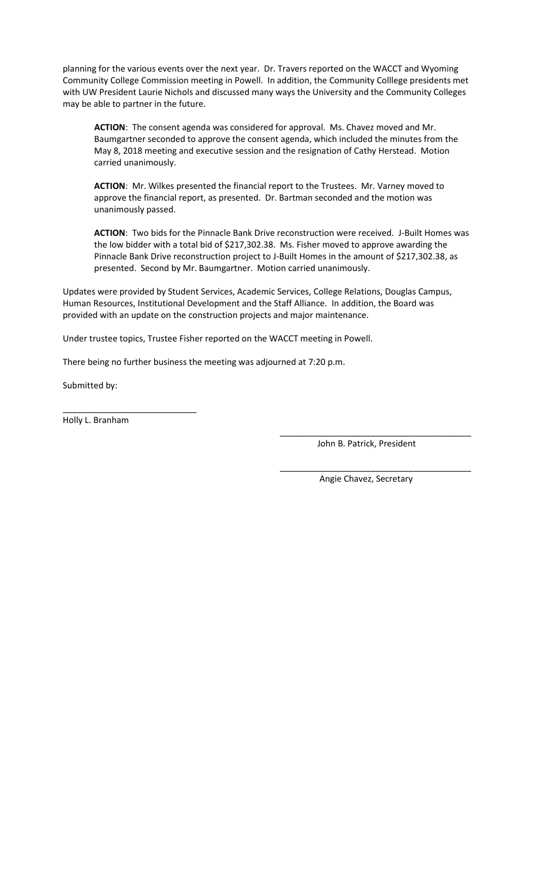planning for the various events over the next year. Dr. Travers reported on the WACCT and Wyoming Community College Commission meeting in Powell. In addition, the Community Colllege presidents met with UW President Laurie Nichols and discussed many ways the University and the Community Colleges may be able to partner in the future.

> **ACTION**: The consent agenda was considered for approval. Ms. Chavez moved and Mr. Baumgartner seconded to approve the consent agenda, which included the minutes from the May 8, 2018 meeting and executive session and the resignation of Cathy Herstead. Motion carried unanimously.

> **ACTION**: Mr. Wilkes presented the financial report to the Trustees. Mr. Varney moved to approve the financial report, as presented. Dr. Bartman seconded and the motion was unanimously passed.

> **ACTION**: Two bids for the Pinnacle Bank Drive reconstruction were received. J-Built Homes was the low bidder with a total bid of $217,302.38. Ms. Fisher moved to approve awarding the Pinnacle Bank Drive reconstruction project to J-Built Homes in the amount of $217,302.38, as presented. Second by Mr. Baumgartner. Motion carried unanimously.

Updates were provided by Student Services, Academic Services, College Relations, Douglas Campus, Human Resources, Institutional Development and the Staff Alliance. In addition, the Board was provided with an update on the construction projects and major maintenance.

Under trustee topics, Trustee Fisher reported on the WACCT meeting in Powell.

There being no further business the meeting was adjourned at 7:20 p.m.

Submitted by:

\_\_\_\_\_\_\_\_\_\_\_\_\_\_\_\_\_\_\_\_\_\_\_\_\_\_\_\_
Holly L. Branham

\_\_\_\_\_\_\_\_\_\_\_\_\_\_\_\_\_\_\_\_\_\_\_\_\_\_\_\_\_\_\_\_\_\_\_\_\_\_\_\_
John B. Patrick, President

\_\_\_\_\_\_\_\_\_\_\_\_\_\_\_\_\_\_\_\_\_\_\_\_\_\_\_\_\_\_\_\_\_\_\_\_\_\_\_\_
Angie Chavez, Secretary